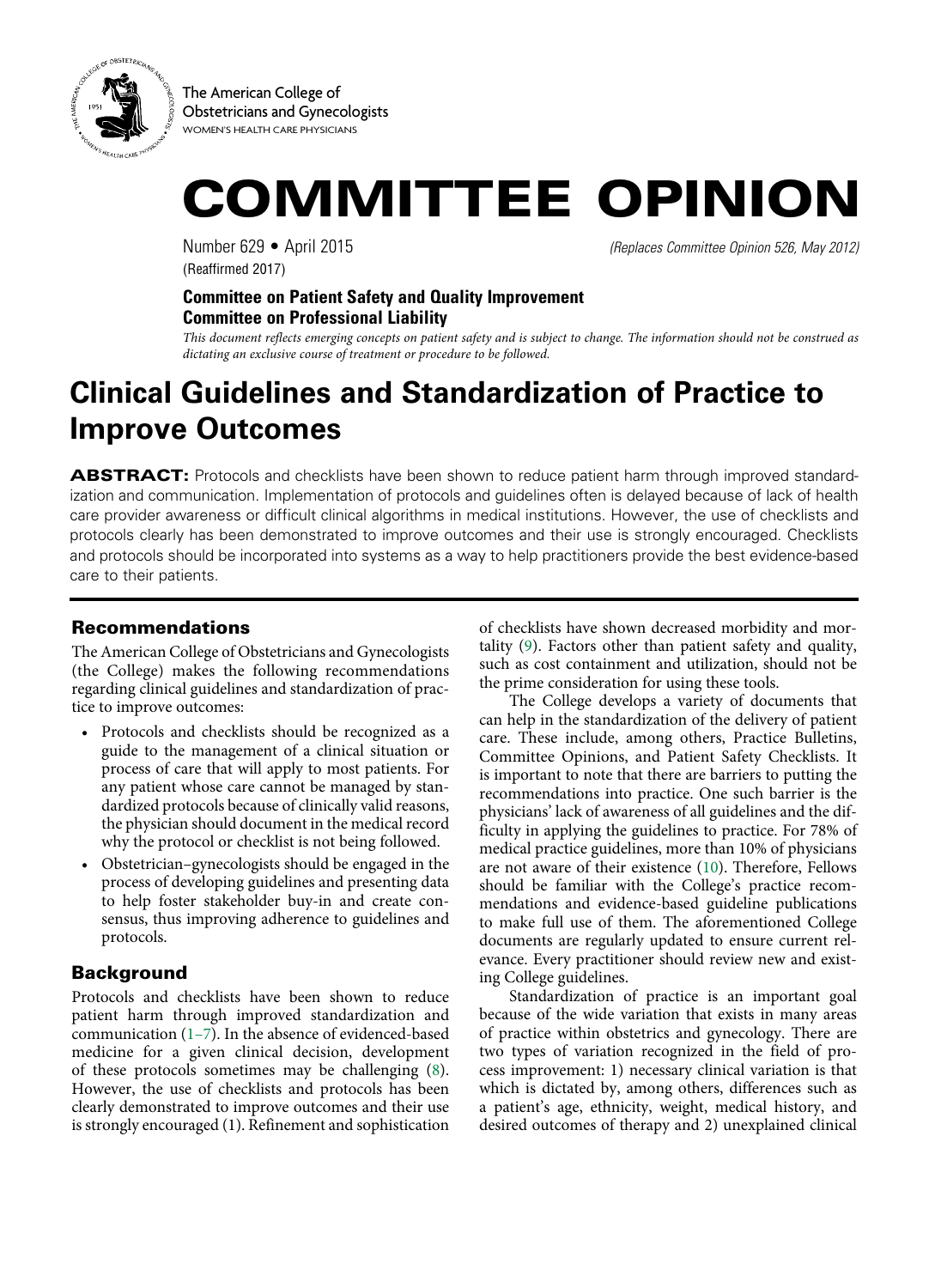The American College of Obstetricians and Gynecologists
WOMEN'S HEALTH CARE PHYSICIANS

# COMMITTEE OPINION

Number 629 • April 2015 *(Replaces Committee Opinion 526, May 2012)*
(Reaffirmed 2017)

**Committee on Patient Safety and Quality Improvement**
**Committee on Professional Liability**

*This document reflects emerging concepts on patient safety and is subject to change. The information should not be construed as dictating an exclusive course of treatment or procedure to be followed.*

## Clinical Guidelines and Standardization of Practice to Improve Outcomes

**ABSTRACT:** Protocols and checklists have been shown to reduce patient harm through improved standardization and communication. Implementation of protocols and guidelines often is delayed because of lack of health care provider awareness or difficult clinical algorithms in medical institutions. However, the use of checklists and protocols clearly has been demonstrated to improve outcomes and their use is strongly encouraged. Checklists and protocols should be incorporated into systems as a way to help practitioners provide the best evidence-based care to their patients.

### Recommendations

The American College of Obstetricians and Gynecologists (the College) makes the following recommendations regarding clinical guidelines and standardization of practice to improve outcomes:

- Protocols and checklists should be recognized as a guide to the management of a clinical situation or process of care that will apply to most patients. For any patient whose care cannot be managed by standardized protocols because of clinically valid reasons, the physician should document in the medical record why the protocol or checklist is not being followed.
- Obstetrician–gynecologists should be engaged in the process of developing guidelines and presenting data to help foster stakeholder buy-in and create consensus, thus improving adherence to guidelines and protocols.

### Background

Protocols and checklists have been shown to reduce patient harm through improved standardization and communication (1–7). In the absence of evidenced-based medicine for a given clinical decision, development of these protocols sometimes may be challenging (8). However, the use of checklists and protocols has been clearly demonstrated to improve outcomes and their use is strongly encouraged (1). Refinement and sophistication of checklists have shown decreased morbidity and mortality (9). Factors other than patient safety and quality, such as cost containment and utilization, should not be the prime consideration for using these tools.

The College develops a variety of documents that can help in the standardization of the delivery of patient care. These include, among others, Practice Bulletins, Committee Opinions, and Patient Safety Checklists. It is important to note that there are barriers to putting the recommendations into practice. One such barrier is the physicians' lack of awareness of all guidelines and the difficulty in applying the guidelines to practice. For 78% of medical practice guidelines, more than 10% of physicians are not aware of their existence (10). Therefore, Fellows should be familiar with the College's practice recommendations and evidence-based guideline publications to make full use of them. The aforementioned College documents are regularly updated to ensure current relevance. Every practitioner should review new and existing College guidelines.

Standardization of practice is an important goal because of the wide variation that exists in many areas of practice within obstetrics and gynecology. There are two types of variation recognized in the field of process improvement: 1) necessary clinical variation is that which is dictated by, among others, differences such as a patient's age, ethnicity, weight, medical history, and desired outcomes of therapy and 2) unexplained clinical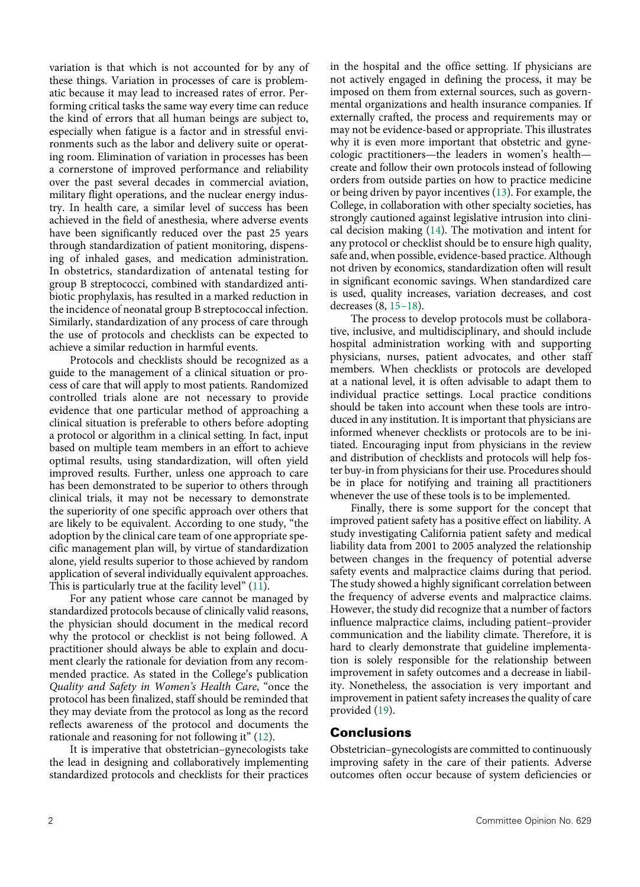variation is that which is not accounted for by any of these things. Variation in processes of care is problematic because it may lead to increased rates of error. Performing critical tasks the same way every time can reduce the kind of errors that all human beings are subject to, especially when fatigue is a factor and in stressful environments such as the labor and delivery suite or operating room. Elimination of variation in processes has been a cornerstone of improved performance and reliability over the past several decades in commercial aviation, military flight operations, and the nuclear energy industry. In health care, a similar level of success has been achieved in the field of anesthesia, where adverse events have been significantly reduced over the past 25 years through standardization of patient monitoring, dispensing of inhaled gases, and medication administration. In obstetrics, standardization of antenatal testing for group B streptococci, combined with standardized antibiotic prophylaxis, has resulted in a marked reduction in the incidence of neonatal group B streptococcal infection. Similarly, standardization of any process of care through the use of protocols and checklists can be expected to achieve a similar reduction in harmful events.

Protocols and checklists should be recognized as a guide to the management of a clinical situation or process of care that will apply to most patients. Randomized controlled trials alone are not necessary to provide evidence that one particular method of approaching a clinical situation is preferable to others before adopting a protocol or algorithm in a clinical setting. In fact, input based on multiple team members in an effort to achieve optimal results, using standardization, will often yield improved results. Further, unless one approach to care has been demonstrated to be superior to others through clinical trials, it may not be necessary to demonstrate the superiority of one specific approach over others that are likely to be equivalent. According to one study, "the adoption by the clinical care team of one appropriate specific management plan will, by virtue of standardization alone, yield results superior to those achieved by random application of several individually equivalent approaches. This is particularly true at the facility level" (11).

For any patient whose care cannot be managed by standardized protocols because of clinically valid reasons, the physician should document in the medical record why the protocol or checklist is not being followed. A practitioner should always be able to explain and document clearly the rationale for deviation from any recommended practice. As stated in the College's publication *Quality and Safety in Women's Health Care*, "once the protocol has been finalized, staff should be reminded that they may deviate from the protocol as long as the record reflects awareness of the protocol and documents the rationale and reasoning for not following it" (12).

It is imperative that obstetrician–gynecologists take the lead in designing and collaboratively implementing standardized protocols and checklists for their practices in the hospital and the office setting. If physicians are not actively engaged in defining the process, it may be imposed on them from external sources, such as governmental organizations and health insurance companies. If externally crafted, the process and requirements may or may not be evidence-based or appropriate. This illustrates why it is even more important that obstetric and gynecologic practitioners—the leaders in women's health—create and follow their own protocols instead of following orders from outside parties on how to practice medicine or being driven by payor incentives (13). For example, the College, in collaboration with other specialty societies, has strongly cautioned against legislative intrusion into clinical decision making (14). The motivation and intent for any protocol or checklist should be to ensure high quality, safe and, when possible, evidence-based practice. Although not driven by economics, standardization often will result in significant economic savings. When standardized care is used, quality increases, variation decreases, and cost decreases (8, 15–18).

The process to develop protocols must be collaborative, inclusive, and multidisciplinary, and should include hospital administration working with and supporting physicians, nurses, patient advocates, and other staff members. When checklists or protocols are developed at a national level, it is often advisable to adapt them to individual practice settings. Local practice conditions should be taken into account when these tools are introduced in any institution. It is important that physicians are informed whenever checklists or protocols are to be initiated. Encouraging input from physicians in the review and distribution of checklists and protocols will help foster buy-in from physicians for their use. Procedures should be in place for notifying and training all practitioners whenever the use of these tools is to be implemented.

Finally, there is some support for the concept that improved patient safety has a positive effect on liability. A study investigating California patient safety and medical liability data from 2001 to 2005 analyzed the relationship between changes in the frequency of potential adverse safety events and malpractice claims during that period. The study showed a highly significant correlation between the frequency of adverse events and malpractice claims. However, the study did recognize that a number of factors influence malpractice claims, including patient–provider communication and the liability climate. Therefore, it is hard to clearly demonstrate that guideline implementation is solely responsible for the relationship between improvement in safety outcomes and a decrease in liability. Nonetheless, the association is very important and improvement in patient safety increases the quality of care provided (19).

## Conclusions

Obstetrician–gynecologists are committed to continuously improving safety in the care of their patients. Adverse outcomes often occur because of system deficiencies or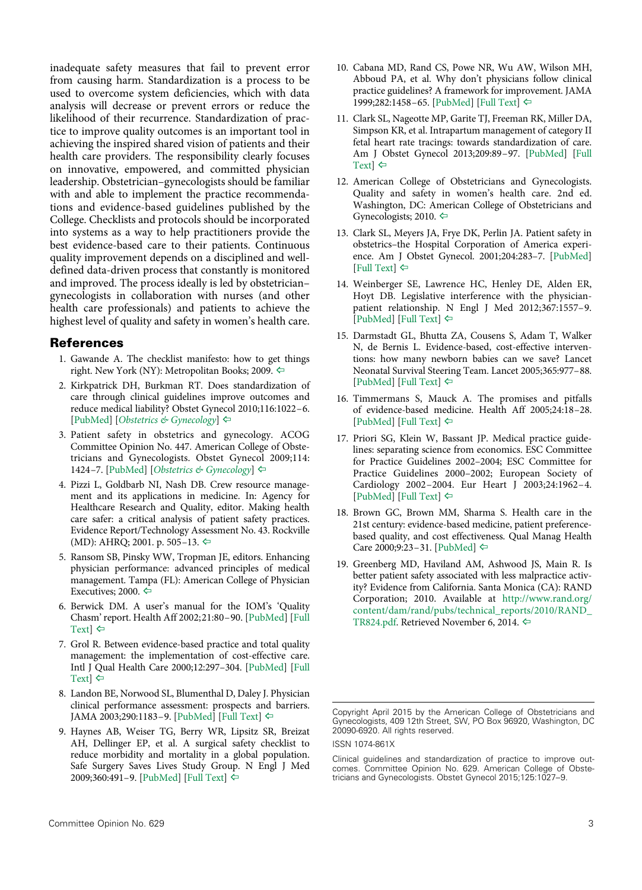inadequate safety measures that fail to prevent error from causing harm. Standardization is a process to be used to overcome system deficiencies, which with data analysis will decrease or prevent errors or reduce the likelihood of their recurrence. Standardization of practice to improve quality outcomes is an important tool in achieving the inspired shared vision of patients and their health care providers. The responsibility clearly focuses on innovative, empowered, and committed physician leadership. Obstetrician–gynecologists should be familiar with and able to implement the practice recommendations and evidence-based guidelines published by the College. Checklists and protocols should be incorporated into systems as a way to help practitioners provide the best evidence-based care to their patients. Continuous quality improvement depends on a disciplined and well-defined data-driven process that constantly is monitored and improved. The process ideally is led by obstetrician–gynecologists in collaboration with nurses (and other health care professionals) and patients to achieve the highest level of quality and safety in women's health care.

## References

1. Gawande A. The checklist manifesto: how to get things right. New York (NY): Metropolitan Books; 2009. ⇦
2. Kirkpatrick DH, Burkman RT. Does standardization of care through clinical guidelines improve outcomes and reduce medical liability? Obstet Gynecol 2010;116:1022–6. [PubMed] [*Obstetrics & Gynecology*] ⇦
3. Patient safety in obstetrics and gynecology. ACOG Committee Opinion No. 447. American College of Obstetricians and Gynecologists. Obstet Gynecol 2009;114: 1424–7. [PubMed] [*Obstetrics & Gynecology*] ⇦
4. Pizzi L, Goldbarb NI, Nash DB. Crew resource management and its applications in medicine. In: Agency for Healthcare Research and Quality, editor. Making health care safer: a critical analysis of patient safety practices. Evidence Report/Technology Assessment No. 43. Rockville (MD): AHRQ; 2001. p. 505–13. ⇦
5. Ransom SB, Pinsky WW, Tropman JE, editors. Enhancing physician performance: advanced principles of medical management. Tampa (FL): American College of Physician Executives; 2000. ⇦
6. Berwick DM. A user's manual for the IOM's 'Quality Chasm' report. Health Aff 2002;21:80–90. [PubMed] [Full Text] ⇦
7. Grol R. Between evidence-based practice and total quality management: the implementation of cost-effective care. Intl J Qual Health Care 2000;12:297–304. [PubMed] [Full Text] ⇦
8. Landon BE, Norwood SL, Blumenthal D, Daley J. Physician clinical performance assessment: prospects and barriers. JAMA 2003;290:1183–9. [PubMed] [Full Text] ⇦
9. Haynes AB, Weiser TG, Berry WR, Lipsitz SR, Breizat AH, Dellinger EP, et al. A surgical safety checklist to reduce morbidity and mortality in a global population. Safe Surgery Saves Lives Study Group. N Engl J Med 2009;360:491–9. [PubMed] [Full Text] ⇦
10. Cabana MD, Rand CS, Powe NR, Wu AW, Wilson MH, Abboud PA, et al. Why don't physicians follow clinical practice guidelines? A framework for improvement. JAMA 1999;282:1458–65. [PubMed] [Full Text] ⇦
11. Clark SL, Nageotte MP, Garite TJ, Freeman RK, Miller DA, Simpson KR, et al. Intrapartum management of category II fetal heart rate tracings: towards standardization of care. Am J Obstet Gynecol 2013;209:89–97. [PubMed] [Full Text] ⇦
12. American College of Obstetricians and Gynecologists. Quality and safety in women's health care. 2nd ed. Washington, DC: American College of Obstetricians and Gynecologists; 2010. ⇦
13. Clark SL, Meyers JA, Frye DK, Perlin JA. Patient safety in obstetrics–the Hospital Corporation of America experience. Am J Obstet Gynecol. 2001;204:283–7. [PubMed] [Full Text] ⇦
14. Weinberger SE, Lawrence HC, Henley DE, Alden ER, Hoyt DB. Legislative interference with the physician-patient relationship. N Engl J Med 2012;367:1557–9. [PubMed] [Full Text] ⇦
15. Darmstadt GL, Bhutta ZA, Cousens S, Adam T, Walker N, de Bernis L. Evidence-based, cost-effective interventions: how many newborn babies can we save? Lancet Neonatal Survival Steering Team. Lancet 2005;365:977–88. [PubMed] [Full Text] ⇦
16. Timmermans S, Mauck A. The promises and pitfalls of evidence-based medicine. Health Aff 2005;24:18–28. [PubMed] [Full Text] ⇦
17. Priori SG, Klein W, Bassant JP. Medical practice guidelines: separating science from economics. ESC Committee for Practice Guidelines 2002–2004; ESC Committee for Practice Guidelines 2000–2002; European Society of Cardiology 2002–2004. Eur Heart J 2003;24:1962–4. [PubMed] [Full Text] ⇦
18. Brown GC, Brown MM, Sharma S. Health care in the 21st century: evidence-based medicine, patient preference-based quality, and cost effectiveness. Qual Manag Health Care 2000;9:23–31. [PubMed] ⇦
19. Greenberg MD, Haviland AM, Ashwood JS, Main R. Is better patient safety associated with less malpractice activity? Evidence from California. Santa Monica (CA): RAND Corporation; 2010. Available at http://www.rand.org/content/dam/rand/pubs/technical_reports/2010/RAND_TR824.pdf. Retrieved November 6, 2014. ⇦

Copyright April 2015 by the American College of Obstetricians and Gynecologists, 409 12th Street, SW, PO Box 96920, Washington, DC 20090-6920. All rights reserved.

ISSN 1074-861X

Clinical guidelines and standardization of practice to improve outcomes. Committee Opinion No. 629. American College of Obstetricians and Gynecologists. Obstet Gynecol 2015;125:1027–9.